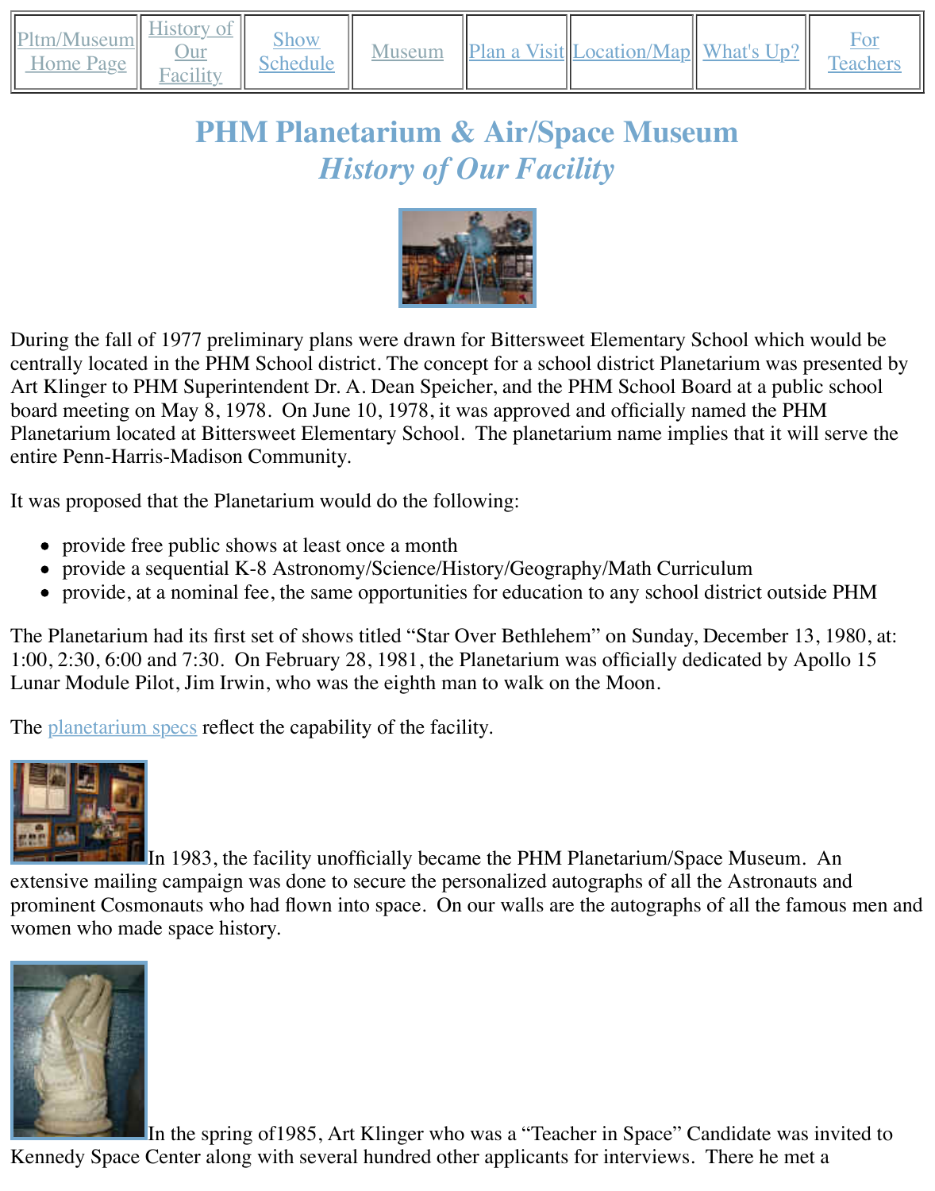| Pltm/Museum Home Page | History of Our Facility | Show Schedule | Museum | Plan a Visit | Location/Map | What's Up? | For Teachers |
|---|---|---|---|---|---|---|---|

# PHM Planetarium & Air/Space Museum
## *History of Our Facility*

During the fall of 1977 preliminary plans were drawn for Bittersweet Elementary School which would be centrally located in the PHM School district. The concept for a school district Planetarium was presented by Art Klinger to PHM Superintendent Dr. A. Dean Speicher, and the PHM School Board at a public school board meeting on May 8, 1978. On June 10, 1978, it was approved and officially named the PHM Planetarium located at Bittersweet Elementary School. The planetarium name implies that it will serve the entire Penn-Harris-Madison Community.

It was proposed that the Planetarium would do the following:

- provide free public shows at least once a month
- provide a sequential K-8 Astronomy/Science/History/Geography/Math Curriculum
- provide, at a nominal fee, the same opportunities for education to any school district outside PHM

The Planetarium had its first set of shows titled "Star Over Bethlehem" on Sunday, December 13, 1980, at: 1:00, 2:30, 6:00 and 7:30. On February 28, 1981, the Planetarium was officially dedicated by Apollo 15 Lunar Module Pilot, Jim Irwin, who was the eighth man to walk on the Moon.

The planetarium specs reflect the capability of the facility.

In 1983, the facility unofficially became the PHM Planetarium/Space Museum. An extensive mailing campaign was done to secure the personalized autographs of all the Astronauts and prominent Cosmonauts who had flown into space. On our walls are the autographs of all the famous men and women who made space history.

In the spring of1985, Art Klinger who was a "Teacher in Space" Candidate was invited to Kennedy Space Center along with several hundred other applicants for interviews. There he met a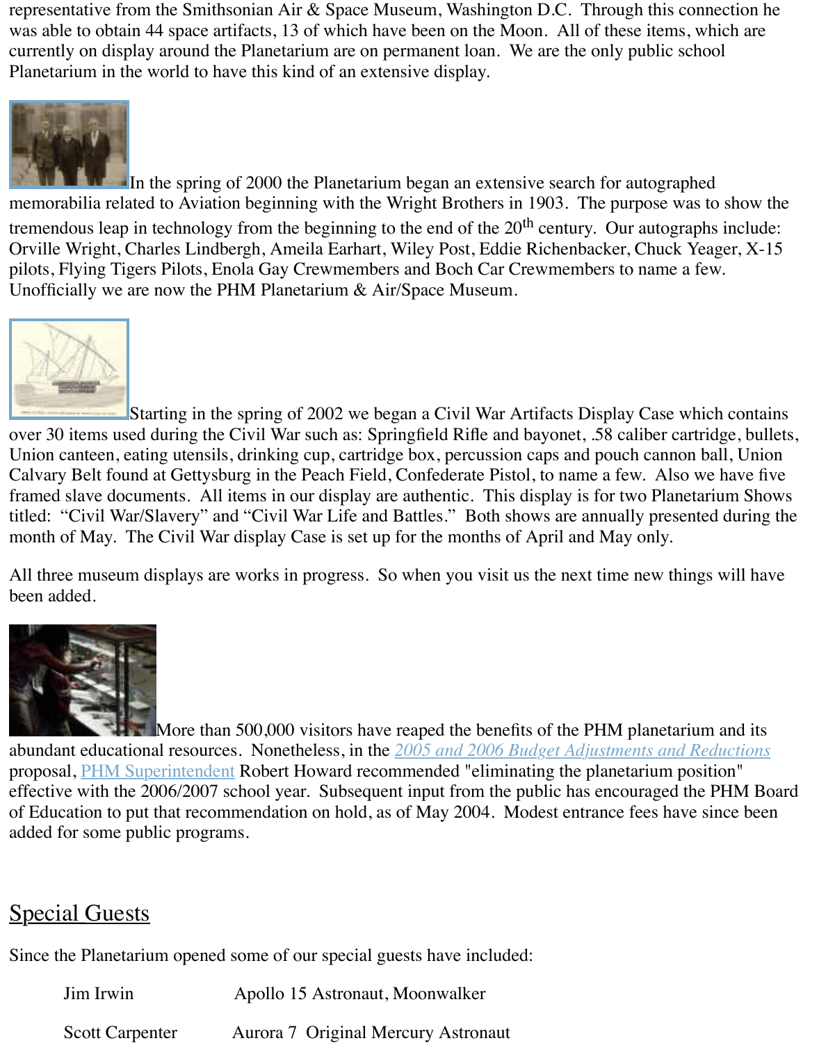representative from the Smithsonian Air & Space Museum, Washington D.C. Through this connection he was able to obtain 44 space artifacts, 13 of which have been on the Moon. All of these items, which are currently on display around the Planetarium are on permanent loan. We are the only public school Planetarium in the world to have this kind of an extensive display.

In the spring of 2000 the Planetarium began an extensive search for autographed memorabilia related to Aviation beginning with the Wright Brothers in 1903. The purpose was to show the tremendous leap in technology from the beginning to the end of the 20th century. Our autographs include: Orville Wright, Charles Lindbergh, Ameila Earhart, Wiley Post, Eddie Richenbacker, Chuck Yeager, X-15 pilots, Flying Tigers Pilots, Enola Gay Crewmembers and Boch Car Crewmembers to name a few. Unofficially we are now the PHM Planetarium & Air/Space Museum.

Starting in the spring of 2002 we began a Civil War Artifacts Display Case which contains over 30 items used during the Civil War such as: Springfield Rifle and bayonet, .58 caliber cartridge, bullets, Union canteen, eating utensils, drinking cup, cartridge box, percussion caps and pouch cannon ball, Union Calvary Belt found at Gettysburg in the Peach Field, Confederate Pistol, to name a few. Also we have five framed slave documents. All items in our display are authentic. This display is for two Planetarium Shows titled: "Civil War/Slavery" and "Civil War Life and Battles." Both shows are annually presented during the month of May. The Civil War display Case is set up for the months of April and May only.

All three museum displays are works in progress. So when you visit us the next time new things will have been added.

More than 500,000 visitors have reaped the benefits of the PHM planetarium and its abundant educational resources. Nonetheless, in the *2005 and 2006 Budget Adjustments and Reductions* proposal, PHM Superintendent Robert Howard recommended "eliminating the planetarium position" effective with the 2006/2007 school year. Subsequent input from the public has encouraged the PHM Board of Education to put that recommendation on hold, as of May 2004. Modest entrance fees have since been added for some public programs.

## Special Guests

Since the Planetarium opened some of our special guests have included:

| | |
|---|---|
| Jim Irwin | Apollo 15 Astronaut, Moonwalker |
| Scott Carpenter | Aurora 7 Original Mercury Astronaut |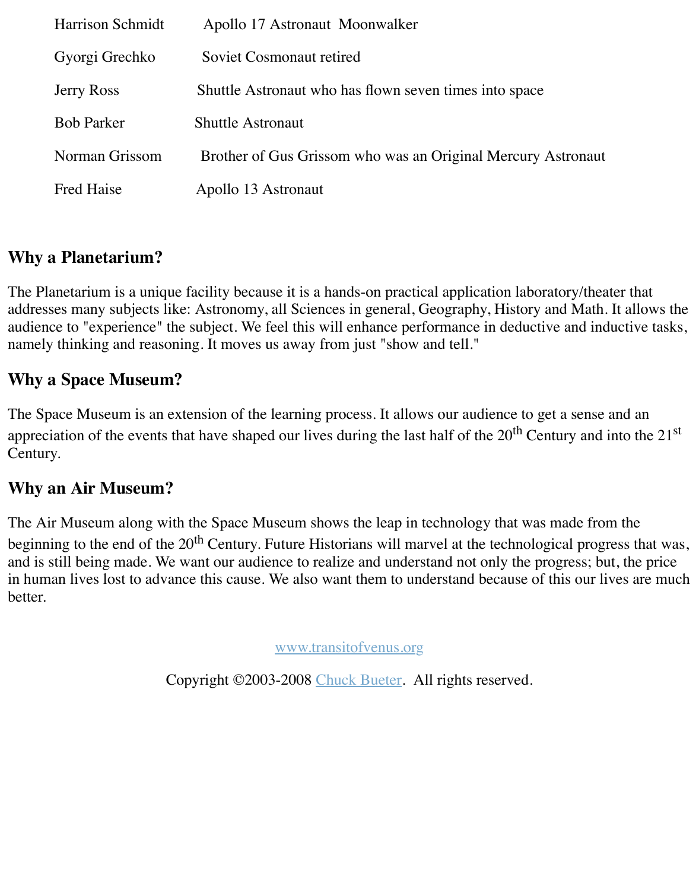| | |
|---|---|
| Harrison Schmidt | Apollo 17 Astronaut Moonwalker |
| Gyorgi Grechko | Soviet Cosmonaut retired |
| Jerry Ross | Shuttle Astronaut who has flown seven times into space |
| Bob Parker | Shuttle Astronaut |
| Norman Grissom | Brother of Gus Grissom who was an Original Mercury Astronaut |
| Fred Haise | Apollo 13 Astronaut |

## Why a Planetarium?

The Planetarium is a unique facility because it is a hands-on practical application laboratory/theater that addresses many subjects like: Astronomy, all Sciences in general, Geography, History and Math. It allows the audience to "experience" the subject. We feel this will enhance performance in deductive and inductive tasks, namely thinking and reasoning. It moves us away from just "show and tell."

## Why a Space Museum?

The Space Museum is an extension of the learning process. It allows our audience to get a sense and an appreciation of the events that have shaped our lives during the last half of the 20th Century and into the 21st Century.

## Why an Air Museum?

The Air Museum along with the Space Museum shows the leap in technology that was made from the beginning to the end of the 20th Century. Future Historians will marvel at the technological progress that was, and is still being made. We want our audience to realize and understand not only the progress; but, the price in human lives lost to advance this cause. We also want them to understand because of this our lives are much better.

www.transitofvenus.org

Copyright ©2003-2008 Chuck Bueter. All rights reserved.